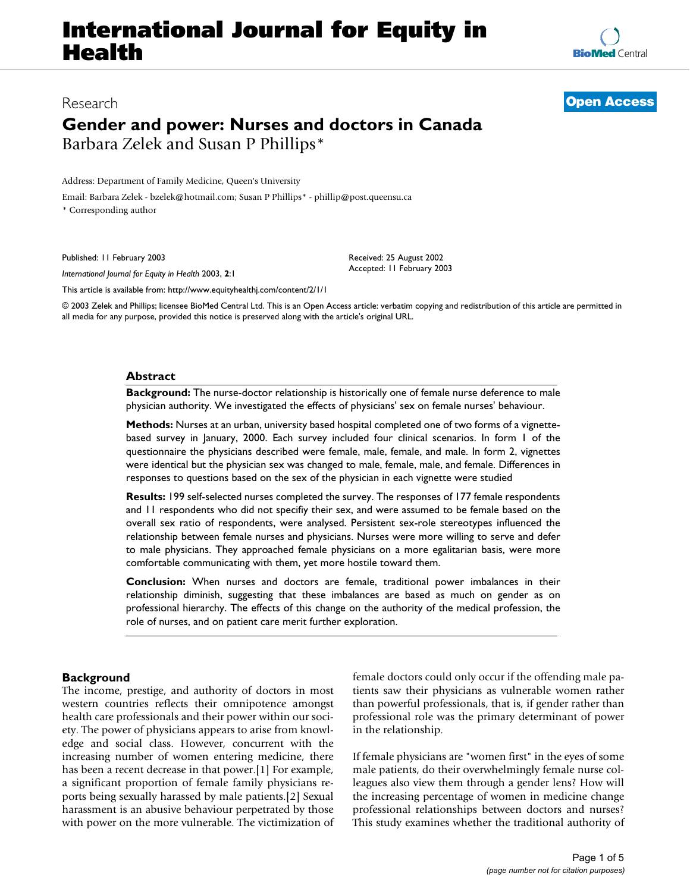# International Journal for Equity in Health

Research **Open Access**

# Gender and power: Nurses and doctors in Canada

Barbara Zelek and Susan P Phillips*

Address: Department of Family Medicine, Queen's University

Email: Barbara Zelek - bzelek@hotmail.com; Susan P Phillips* - phillip@post.queensu.ca

\* Corresponding author

Published: 11 February 2003

*International Journal for Equity in Health* 2003, **2**:1

Received: 25 August 2002
Accepted: 11 February 2003

This article is available from: http://www.equityhealthj.com/content/2/1/1

© 2003 Zelek and Phillips; licensee BioMed Central Ltd. This is an Open Access article: verbatim copying and redistribution of this article are permitted in all media for any purpose, provided this notice is preserved along with the article's original URL.

## Abstract

**Background:** The nurse-doctor relationship is historically one of female nurse deference to male physician authority. We investigated the effects of physicians' sex on female nurses' behaviour.

**Methods:** Nurses at an urban, university based hospital completed one of two forms of a vignette-based survey in January, 2000. Each survey included four clinical scenarios. In form 1 of the questionnaire the physicians described were female, male, female, and male. In form 2, vignettes were identical but the physician sex was changed to male, female, male, and female. Differences in responses to questions based on the sex of the physician in each vignette were studied

**Results:** 199 self-selected nurses completed the survey. The responses of 177 female respondents and 11 respondents who did not specifiy their sex, and were assumed to be female based on the overall sex ratio of respondents, were analysed. Persistent sex-role stereotypes influenced the relationship between female nurses and physicians. Nurses were more willing to serve and defer to male physicians. They approached female physicians on a more egalitarian basis, were more comfortable communicating with them, yet more hostile toward them.

**Conclusion:** When nurses and doctors are female, traditional power imbalances in their relationship diminish, suggesting that these imbalances are based as much on gender as on professional hierarchy. The effects of this change on the authority of the medical profession, the role of nurses, and on patient care merit further exploration.

## Background

The income, prestige, and authority of doctors in most western countries reflects their omnipotence amongst health care professionals and their power within our society. The power of physicians appears to arise from knowledge and social class. However, concurrent with the increasing number of women entering medicine, there has been a recent decrease in that power.[1] For example, a significant proportion of female family physicians reports being sexually harassed by male patients.[2] Sexual harassment is an abusive behaviour perpetrated by those with power on the more vulnerable. The victimization of female doctors could only occur if the offending male patients saw their physicians as vulnerable women rather than powerful professionals, that is, if gender rather than professional role was the primary determinant of power in the relationship.

If female physicians are "women first" in the eyes of some male patients, do their overwhelmingly female nurse colleagues also view them through a gender lens? How will the increasing percentage of women in medicine change professional relationships between doctors and nurses? This study examines whether the traditional authority of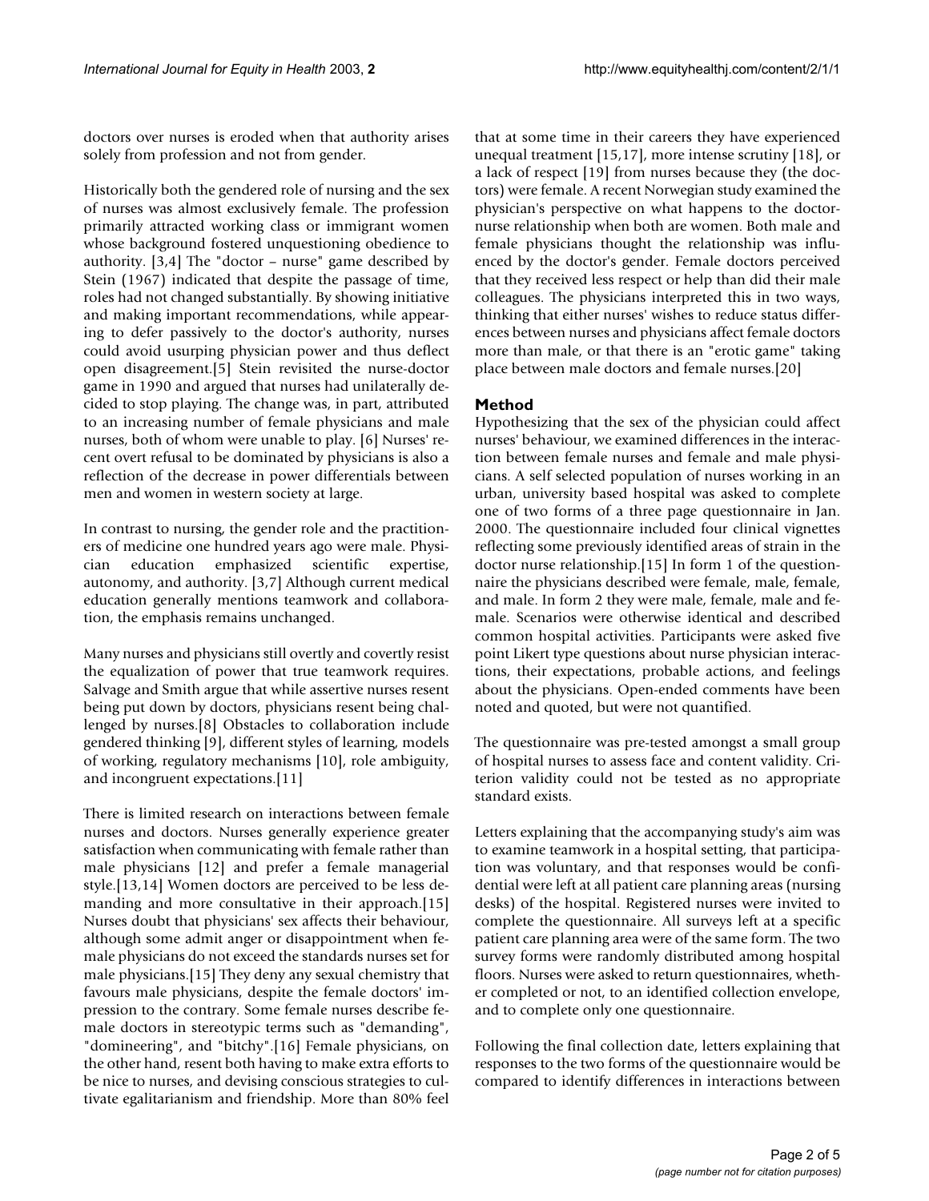doctors over nurses is eroded when that authority arises solely from profession and not from gender.

Historically both the gendered role of nursing and the sex of nurses was almost exclusively female. The profession primarily attracted working class or immigrant women whose background fostered unquestioning obedience to authority. [3,4] The "doctor – nurse" game described by Stein (1967) indicated that despite the passage of time, roles had not changed substantially. By showing initiative and making important recommendations, while appearing to defer passively to the doctor's authority, nurses could avoid usurping physician power and thus deflect open disagreement.[5] Stein revisited the nurse-doctor game in 1990 and argued that nurses had unilaterally decided to stop playing. The change was, in part, attributed to an increasing number of female physicians and male nurses, both of whom were unable to play. [6] Nurses' recent overt refusal to be dominated by physicians is also a reflection of the decrease in power differentials between men and women in western society at large.

In contrast to nursing, the gender role and the practitioners of medicine one hundred years ago were male. Physician education emphasized scientific expertise, autonomy, and authority. [3,7] Although current medical education generally mentions teamwork and collaboration, the emphasis remains unchanged.

Many nurses and physicians still overtly and covertly resist the equalization of power that true teamwork requires. Salvage and Smith argue that while assertive nurses resent being put down by doctors, physicians resent being challenged by nurses.[8] Obstacles to collaboration include gendered thinking [9], different styles of learning, models of working, regulatory mechanisms [10], role ambiguity, and incongruent expectations.[11]

There is limited research on interactions between female nurses and doctors. Nurses generally experience greater satisfaction when communicating with female rather than male physicians [12] and prefer a female managerial style.[13,14] Women doctors are perceived to be less demanding and more consultative in their approach.[15] Nurses doubt that physicians' sex affects their behaviour, although some admit anger or disappointment when female physicians do not exceed the standards nurses set for male physicians.[15] They deny any sexual chemistry that favours male physicians, despite the female doctors' impression to the contrary. Some female nurses describe female doctors in stereotypic terms such as "demanding", "domineering", and "bitchy".[16] Female physicians, on the other hand, resent both having to make extra efforts to be nice to nurses, and devising conscious strategies to cultivate egalitarianism and friendship. More than 80% feel that at some time in their careers they have experienced unequal treatment [15,17], more intense scrutiny [18], or a lack of respect [19] from nurses because they (the doctors) were female. A recent Norwegian study examined the physician's perspective on what happens to the doctor-nurse relationship when both are women. Both male and female physicians thought the relationship was influenced by the doctor's gender. Female doctors perceived that they received less respect or help than did their male colleagues. The physicians interpreted this in two ways, thinking that either nurses' wishes to reduce status differences between nurses and physicians affect female doctors more than male, or that there is an "erotic game" taking place between male doctors and female nurses.[20]

## Method

Hypothesizing that the sex of the physician could affect nurses' behaviour, we examined differences in the interaction between female nurses and female and male physicians. A self selected population of nurses working in an urban, university based hospital was asked to complete one of two forms of a three page questionnaire in Jan. 2000. The questionnaire included four clinical vignettes reflecting some previously identified areas of strain in the doctor nurse relationship.[15] In form 1 of the questionnaire the physicians described were female, male, female, and male. In form 2 they were male, female, male and female. Scenarios were otherwise identical and described common hospital activities. Participants were asked five point Likert type questions about nurse physician interactions, their expectations, probable actions, and feelings about the physicians. Open-ended comments have been noted and quoted, but were not quantified.

The questionnaire was pre-tested amongst a small group of hospital nurses to assess face and content validity. Criterion validity could not be tested as no appropriate standard exists.

Letters explaining that the accompanying study's aim was to examine teamwork in a hospital setting, that participation was voluntary, and that responses would be confidential were left at all patient care planning areas (nursing desks) of the hospital. Registered nurses were invited to complete the questionnaire. All surveys left at a specific patient care planning area were of the same form. The two survey forms were randomly distributed among hospital floors. Nurses were asked to return questionnaires, whether completed or not, to an identified collection envelope, and to complete only one questionnaire.

Following the final collection date, letters explaining that responses to the two forms of the questionnaire would be compared to identify differences in interactions between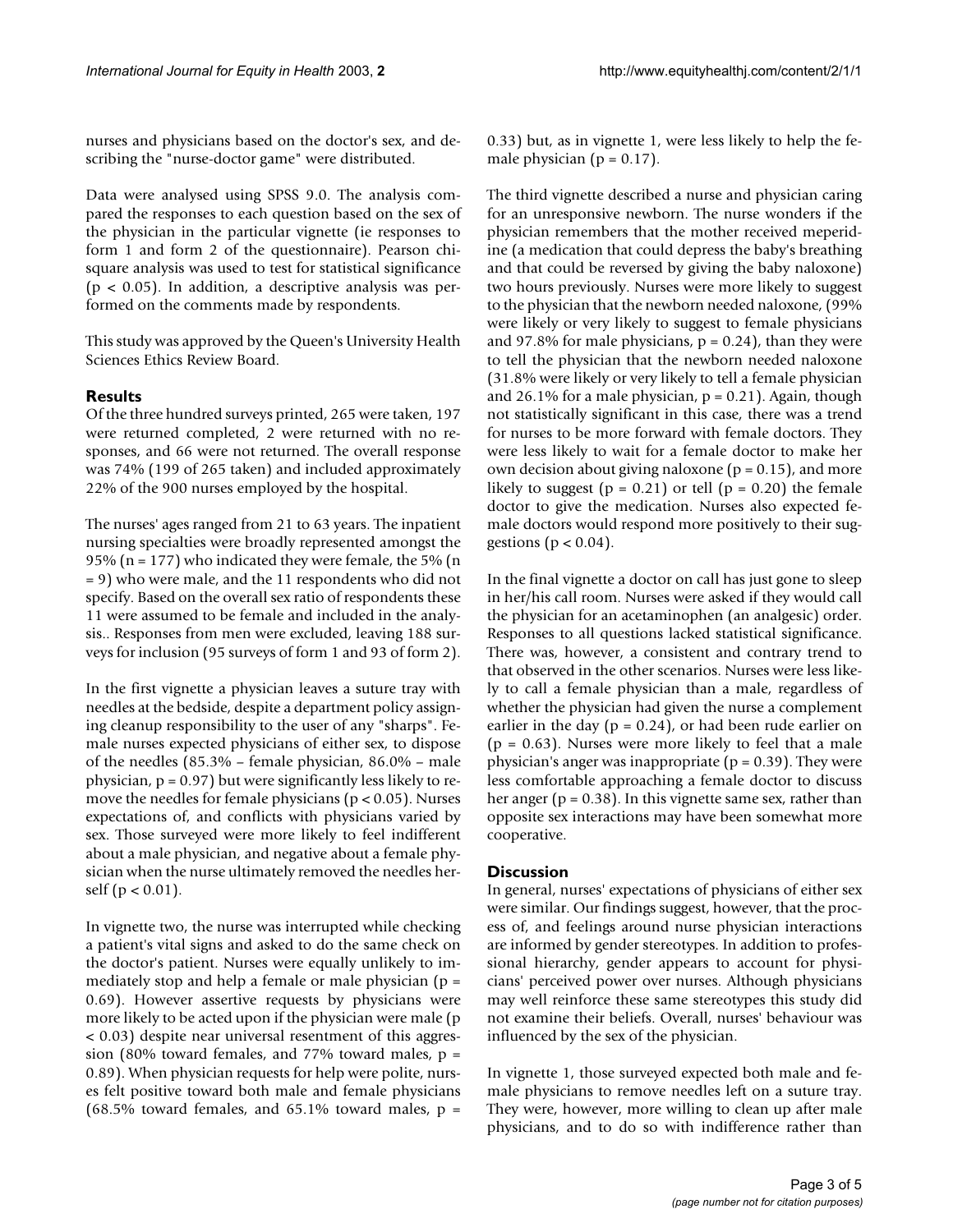nurses and physicians based on the doctor's sex, and describing the "nurse-doctor game" were distributed.

Data were analysed using SPSS 9.0. The analysis compared the responses to each question based on the sex of the physician in the particular vignette (ie responses to form 1 and form 2 of the questionnaire). Pearson chi-square analysis was used to test for statistical significance ($p < 0.05$). In addition, a descriptive analysis was performed on the comments made by respondents.

This study was approved by the Queen's University Health Sciences Ethics Review Board.

## Results

Of the three hundred surveys printed, 265 were taken, 197 were returned completed, 2 were returned with no responses, and 66 were not returned. The overall response was 74% (199 of 265 taken) and included approximately 22% of the 900 nurses employed by the hospital.

The nurses' ages ranged from 21 to 63 years. The inpatient nursing specialties were broadly represented amongst the 95% (n = 177) who indicated they were female, the 5% (n = 9) who were male, and the 11 respondents who did not specify. Based on the overall sex ratio of respondents these 11 were assumed to be female and included in the analysis.. Responses from men were excluded, leaving 188 surveys for inclusion (95 surveys of form 1 and 93 of form 2).

In the first vignette a physician leaves a suture tray with needles at the bedside, despite a department policy assigning cleanup responsibility to the user of any "sharps". Female nurses expected physicians of either sex, to dispose of the needles (85.3% – female physician, 86.0% – male physician, $p = 0.97$) but were significantly less likely to remove the needles for female physicians ($p < 0.05$). Nurses expectations of, and conflicts with physicians varied by sex. Those surveyed were more likely to feel indifferent about a male physician, and negative about a female physician when the nurse ultimately removed the needles herself ($p < 0.01$).

In vignette two, the nurse was interrupted while checking a patient's vital signs and asked to do the same check on the doctor's patient. Nurses were equally unlikely to immediately stop and help a female or male physician ($p = 0.69$). However assertive requests by physicians were more likely to be acted upon if the physician were male ($p < 0.03$) despite near universal resentment of this aggression (80% toward females, and 77% toward males, $p = 0.89$). When physician requests for help were polite, nurses felt positive toward both male and female physicians (68.5% toward females, and 65.1% toward males, $p = 0.33$) but, as in vignette 1, were less likely to help the female physician ($p = 0.17$).

The third vignette described a nurse and physician caring for an unresponsive newborn. The nurse wonders if the physician remembers that the mother received meperidine (a medication that could depress the baby's breathing and that could be reversed by giving the baby naloxone) two hours previously. Nurses were more likely to suggest to the physician that the newborn needed naloxone, (99% were likely or very likely to suggest to female physicians and 97.8% for male physicians, $p = 0.24$), than they were to tell the physician that the newborn needed naloxone (31.8% were likely or very likely to tell a female physician and 26.1% for a male physician, $p = 0.21$). Again, though not statistically significant in this case, there was a trend for nurses to be more forward with female doctors. They were less likely to wait for a female doctor to make her own decision about giving naloxone ($p = 0.15$), and more likely to suggest ($p = 0.21$) or tell ($p = 0.20$) the female doctor to give the medication. Nurses also expected female doctors would respond more positively to their suggestions ($p < 0.04$).

In the final vignette a doctor on call has just gone to sleep in her/his call room. Nurses were asked if they would call the physician for an acetaminophen (an analgesic) order. Responses to all questions lacked statistical significance. There was, however, a consistent and contrary trend to that observed in the other scenarios. Nurses were less likely to call a female physician than a male, regardless of whether the physician had given the nurse a complement earlier in the day ($p = 0.24$), or had been rude earlier on ($p = 0.63$). Nurses were more likely to feel that a male physician's anger was inappropriate ($p = 0.39$). They were less comfortable approaching a female doctor to discuss her anger ($p = 0.38$). In this vignette same sex, rather than opposite sex interactions may have been somewhat more cooperative.

## Discussion

In general, nurses' expectations of physicians of either sex were similar. Our findings suggest, however, that the process of, and feelings around nurse physician interactions are informed by gender stereotypes. In addition to professional hierarchy, gender appears to account for physicians' perceived power over nurses. Although physicians may well reinforce these same stereotypes this study did not examine their beliefs. Overall, nurses' behaviour was influenced by the sex of the physician.

In vignette 1, those surveyed expected both male and female physicians to remove needles left on a suture tray. They were, however, more willing to clean up after male physicians, and to do so with indifference rather than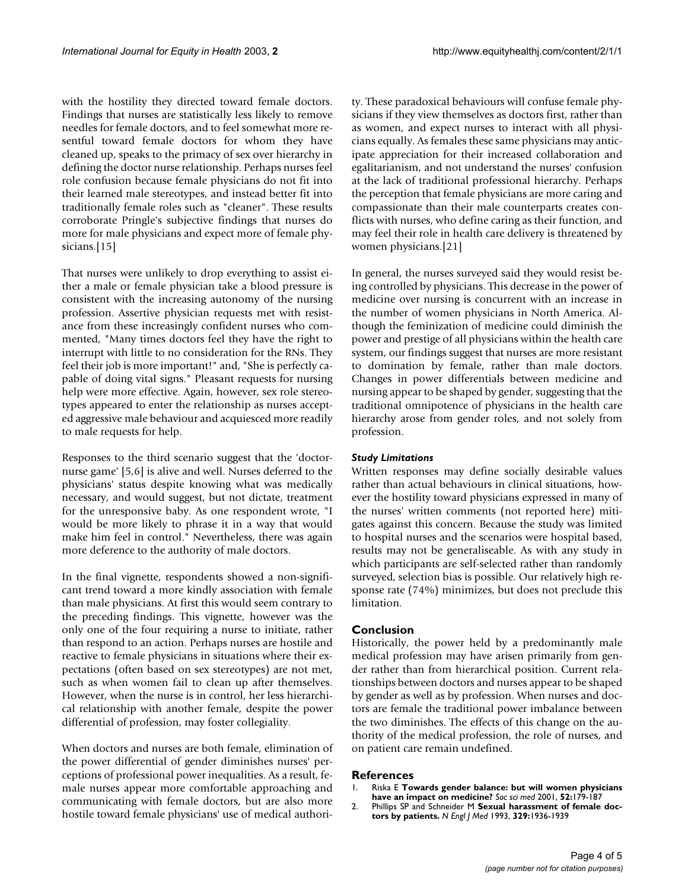with the hostility they directed toward female doctors. Findings that nurses are statistically less likely to remove needles for female doctors, and to feel somewhat more resentful toward female doctors for whom they have cleaned up, speaks to the primacy of sex over hierarchy in defining the doctor nurse relationship. Perhaps nurses feel role confusion because female physicians do not fit into their learned male stereotypes, and instead better fit into traditionally female roles such as "cleaner". These results corroborate Pringle's subjective findings that nurses do more for male physicians and expect more of female physicians.[15]

That nurses were unlikely to drop everything to assist either a male or female physician take a blood pressure is consistent with the increasing autonomy of the nursing profession. Assertive physician requests met with resistance from these increasingly confident nurses who commented, "Many times doctors feel they have the right to interrupt with little to no consideration for the RNs. They feel their job is more important!" and, "She is perfectly capable of doing vital signs." Pleasant requests for nursing help were more effective. Again, however, sex role stereotypes appeared to enter the relationship as nurses accepted aggressive male behaviour and acquiesced more readily to male requests for help.

Responses to the third scenario suggest that the 'doctor-nurse game' [5,6] is alive and well. Nurses deferred to the physicians' status despite knowing what was medically necessary, and would suggest, but not dictate, treatment for the unresponsive baby. As one respondent wrote, "I would be more likely to phrase it in a way that would make him feel in control." Nevertheless, there was again more deference to the authority of male doctors.

In the final vignette, respondents showed a non-significant trend toward a more kindly association with female than male physicians. At first this would seem contrary to the preceding findings. This vignette, however was the only one of the four requiring a nurse to initiate, rather than respond to an action. Perhaps nurses are hostile and reactive to female physicians in situations where their expectations (often based on sex stereotypes) are not met, such as when women fail to clean up after themselves. However, when the nurse is in control, her less hierarchical relationship with another female, despite the power differential of profession, may foster collegiality.

When doctors and nurses are both female, elimination of the power differential of gender diminishes nurses' perceptions of professional power inequalities. As a result, female nurses appear more comfortable approaching and communicating with female doctors, but are also more hostile toward female physicians' use of medical authority. These paradoxical behaviours will confuse female physicians if they view themselves as doctors first, rather than as women, and expect nurses to interact with all physicians equally. As females these same physicians may anticipate appreciation for their increased collaboration and egalitarianism, and not understand the nurses' confusion at the lack of traditional professional hierarchy. Perhaps the perception that female physicians are more caring and compassionate than their male counterparts creates conflicts with nurses, who define caring as their function, and may feel their role in health care delivery is threatened by women physicians.[21]

In general, the nurses surveyed said they would resist being controlled by physicians. This decrease in the power of medicine over nursing is concurrent with an increase in the number of women physicians in North America. Although the feminization of medicine could diminish the power and prestige of all physicians within the health care system, our findings suggest that nurses are more resistant to domination by female, rather than male doctors. Changes in power differentials between medicine and nursing appear to be shaped by gender, suggesting that the traditional omnipotence of physicians in the health care hierarchy arose from gender roles, and not solely from profession.

### Study Limitations

Written responses may define socially desirable values rather than actual behaviours in clinical situations, however the hostility toward physicians expressed in many of the nurses' written comments (not reported here) mitigates against this concern. Because the study was limited to hospital nurses and the scenarios were hospital based, results may not be generaliseable. As with any study in which participants are self-selected rather than randomly surveyed, selection bias is possible. Our relatively high response rate (74%) minimizes, but does not preclude this limitation.

## Conclusion

Historically, the power held by a predominantly male medical profession may have arisen primarily from gender rather than from hierarchical position. Current relationships between doctors and nurses appear to be shaped by gender as well as by profession. When nurses and doctors are female the traditional power imbalance between the two diminishes. The effects of this change on the authority of the medical profession, the role of nurses, and on patient care remain undefined.

## References

1. Riska E **Towards gender balance: but will women physicians have an impact on medicine?** *Soc sci med* 2001, **52:**179-187
2. Phillips SP and Schneider M **Sexual harassment of female doctors by patients.** *N Engl J Med* 1993, **329:**1936-1939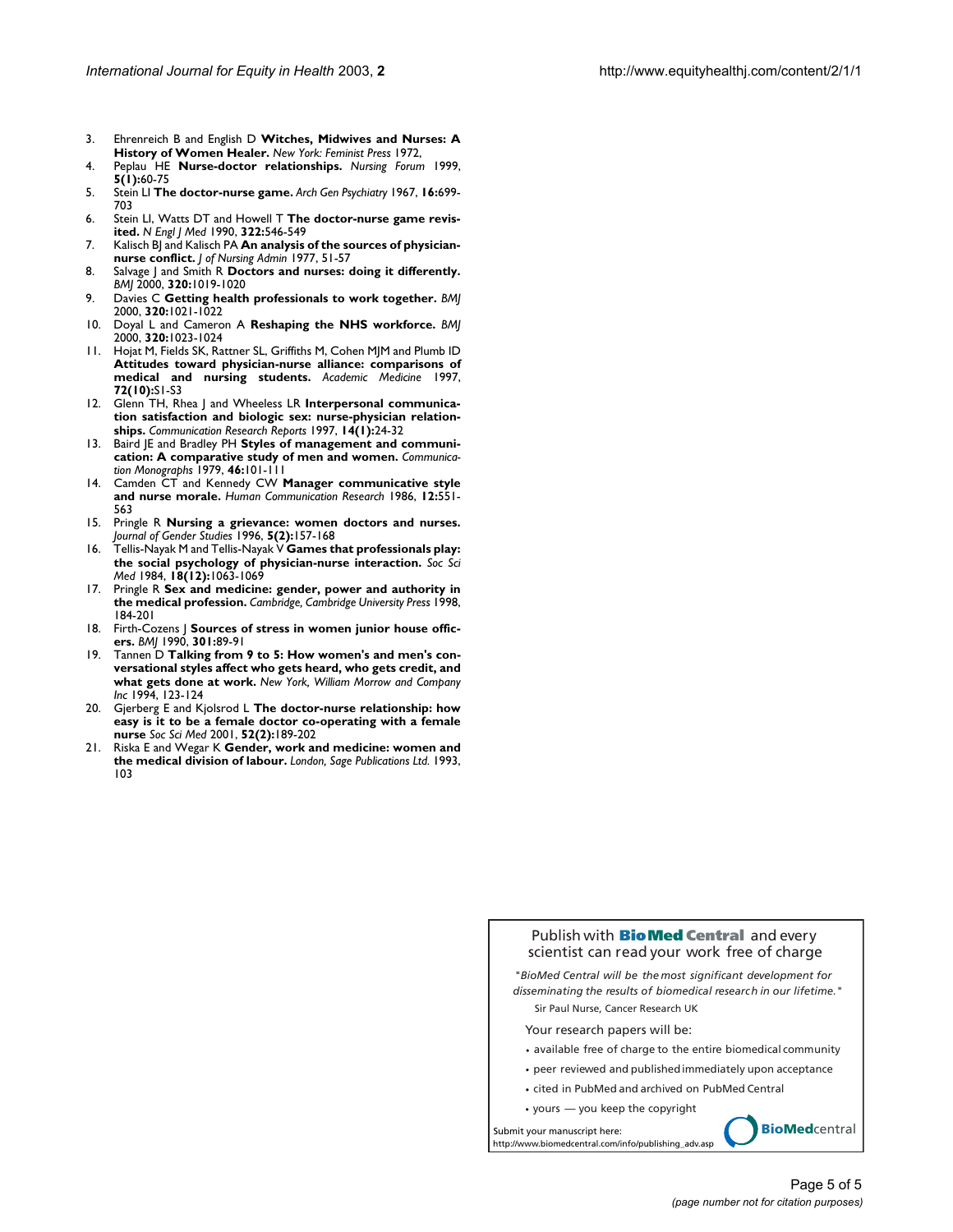3. Ehrenreich B and English D **Witches, Midwives and Nurses: A History of Women Healer.** *New York: Feminist Press* 1972,
4. Peplau HE **Nurse-doctor relationships.** *Nursing Forum* 1999, **5(1):**60-75
5. Stein LI **The doctor-nurse game.** *Arch Gen Psychiatry* 1967, **16:**699-703
6. Stein LI, Watts DT and Howell T **The doctor-nurse game revisited.** *N Engl J Med* 1990, **322:**546-549
7. Kalisch BJ and Kalisch PA **An analysis of the sources of physician-nurse conflict.** *J of Nursing Admin* 1977, 51-57
8. Salvage J and Smith R **Doctors and nurses: doing it differently.** *BMJ* 2000, **320:**1019-1020
9. Davies C **Getting health professionals to work together.** *BMJ* 2000, **320:**1021-1022
10. Doyal L and Cameron A **Reshaping the NHS workforce.** *BMJ* 2000, **320:**1023-1024
11. Hojat M, Fields SK, Rattner SL, Griffiths M, Cohen MJM and Plumb ID **Attitudes toward physician-nurse alliance: comparisons of medical and nursing students.** *Academic Medicine* 1997, **72(10):**S1-S3
12. Glenn TH, Rhea J and Wheeless LR **Interpersonal communication satisfaction and biologic sex: nurse-physician relationships.** *Communication Research Reports* 1997, **14(1):**24-32
13. Baird JE and Bradley PH **Styles of management and communication: A comparative study of men and women.** *Communication Monographs* 1979, **46:**101-111
14. Camden CT and Kennedy CW **Manager communicative style and nurse morale.** *Human Communication Research* 1986, **12:**551-563
15. Pringle R **Nursing a grievance: women doctors and nurses.** *Journal of Gender Studies* 1996, **5(2):**157-168
16. Tellis-Nayak M and Tellis-Nayak V **Games that professionals play: the social psychology of physician-nurse interaction.** *Soc Sci Med* 1984, **18(12):**1063-1069
17. Pringle R **Sex and medicine: gender, power and authority in the medical profession.** *Cambridge, Cambridge University Press* 1998, 184-201
18. Firth-Cozens J **Sources of stress in women junior house officers.** *BMJ* 1990, **301:**89-91
19. Tannen D **Talking from 9 to 5: How women's and men's conversational styles affect who gets heard, who gets credit, and what gets done at work.** *New York, William Morrow and Company Inc* 1994, 123-124
20. Gjerberg E and Kjolsrod L **The doctor-nurse relationship: how easy is it to be a female doctor co-operating with a female nurse** *Soc Sci Med* 2001, **52(2):**189-202
21. Riska E and Wegar K **Gender, work and medicine: women and the medical division of labour.** *London, Sage Publications Ltd.* 1993, 103

Publish with **BioMed Central** and every scientist can read your work free of charge

*"BioMed Central will be the most significant development for disseminating the results of biomedical research in our lifetime."*

Sir Paul Nurse, Cancer Research UK

Your research papers will be:

- available free of charge to the entire biomedical community
- peer reviewed and published immediately upon acceptance
- cited in PubMed and archived on PubMed Central
- yours — you keep the copyright

Submit your manuscript here:
http://www.biomedcentral.com/info/publishing_adv.asp

**BioMed**central